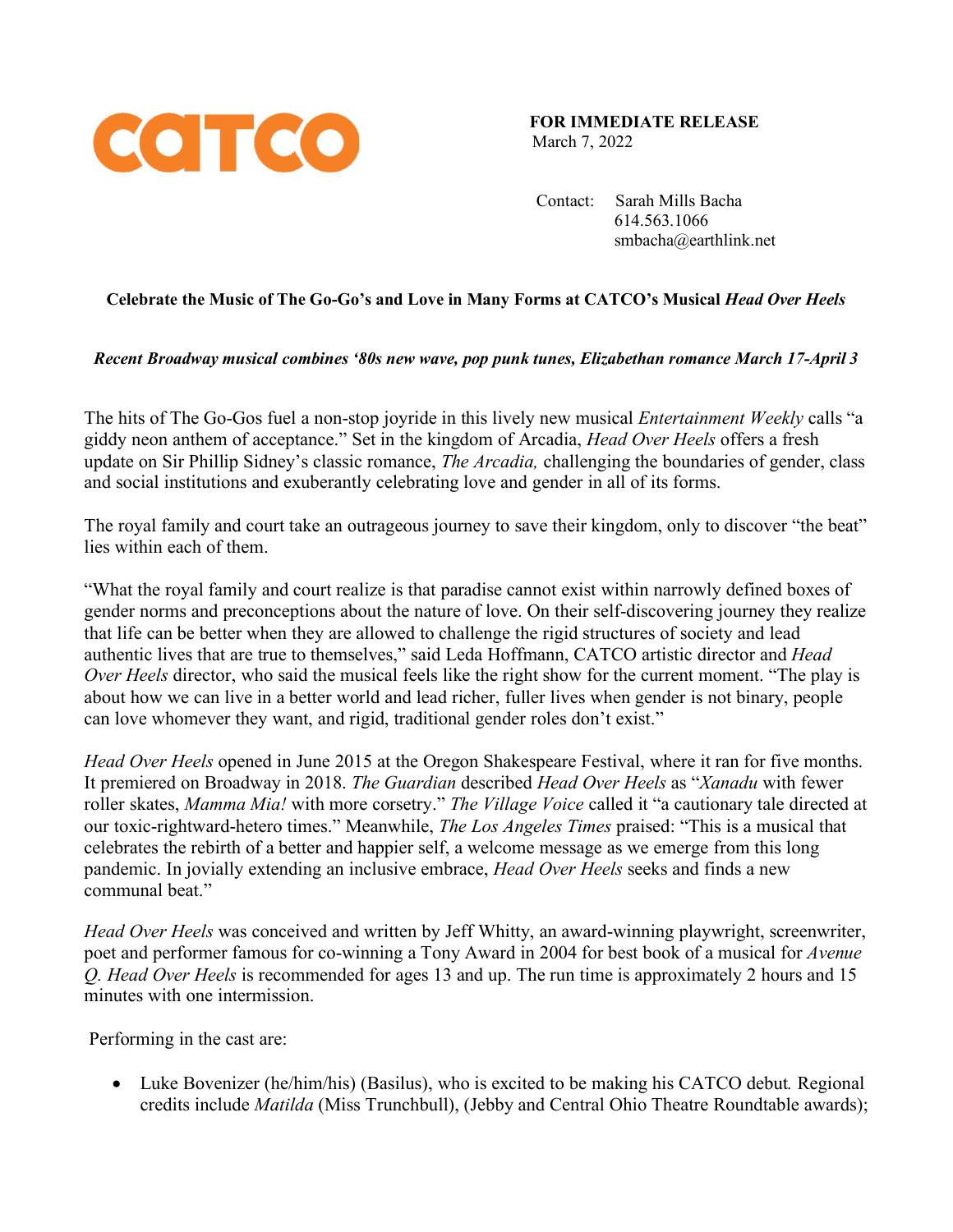catco

**FOR IMMEDIATE RELEASE**
March 7, 2022

Contact: Sarah Mills Bacha
614.563.1066
smbacha@earthlink.net

**Celebrate the Music of The Go-Go's and Love in Many Forms at CATCO's Musical *Head Over Heels***

***Recent Broadway musical combines '80s new wave, pop punk tunes, Elizabethan romance March 17-April 3***

The hits of The Go-Gos fuel a non-stop joyride in this lively new musical *Entertainment Weekly* calls "a giddy neon anthem of acceptance." Set in the kingdom of Arcadia, *Head Over Heels* offers a fresh update on Sir Phillip Sidney's classic romance, *The Arcadia,* challenging the boundaries of gender, class and social institutions and exuberantly celebrating love and gender in all of its forms.

The royal family and court take an outrageous journey to save their kingdom, only to discover "the beat" lies within each of them.

"What the royal family and court realize is that paradise cannot exist within narrowly defined boxes of gender norms and preconceptions about the nature of love. On their self-discovering journey they realize that life can be better when they are allowed to challenge the rigid structures of society and lead authentic lives that are true to themselves," said Leda Hoffmann, CATCO artistic director and *Head Over Heels* director, who said the musical feels like the right show for the current moment. "The play is about how we can live in a better world and lead richer, fuller lives when gender is not binary, people can love whomever they want, and rigid, traditional gender roles don't exist."

*Head Over Heels* opened in June 2015 at the Oregon Shakespeare Festival, where it ran for five months. It premiered on Broadway in 2018. *The Guardian* described *Head Over Heels* as "*Xanadu* with fewer roller skates, *Mamma Mia!* with more corsetry." *The Village Voice* called it "a cautionary tale directed at our toxic-rightward-hetero times." Meanwhile, *The Los Angeles Times* praised: "This is a musical that celebrates the rebirth of a better and happier self, a welcome message as we emerge from this long pandemic. In jovially extending an inclusive embrace, *Head Over Heels* seeks and finds a new communal beat."

*Head Over Heels* was conceived and written by Jeff Whitty, an award-winning playwright, screenwriter, poet and performer famous for co-winning a Tony Award in 2004 for best book of a musical for *Avenue Q*. *Head Over Heels* is recommended for ages 13 and up. The run time is approximately 2 hours and 15 minutes with one intermission.

Performing in the cast are:

- Luke Bovenizer (he/him/his) (Basilus), who is excited to be making his CATCO debut. Regional credits include *Matilda* (Miss Trunchbull), (Jebby and Central Ohio Theatre Roundtable awards);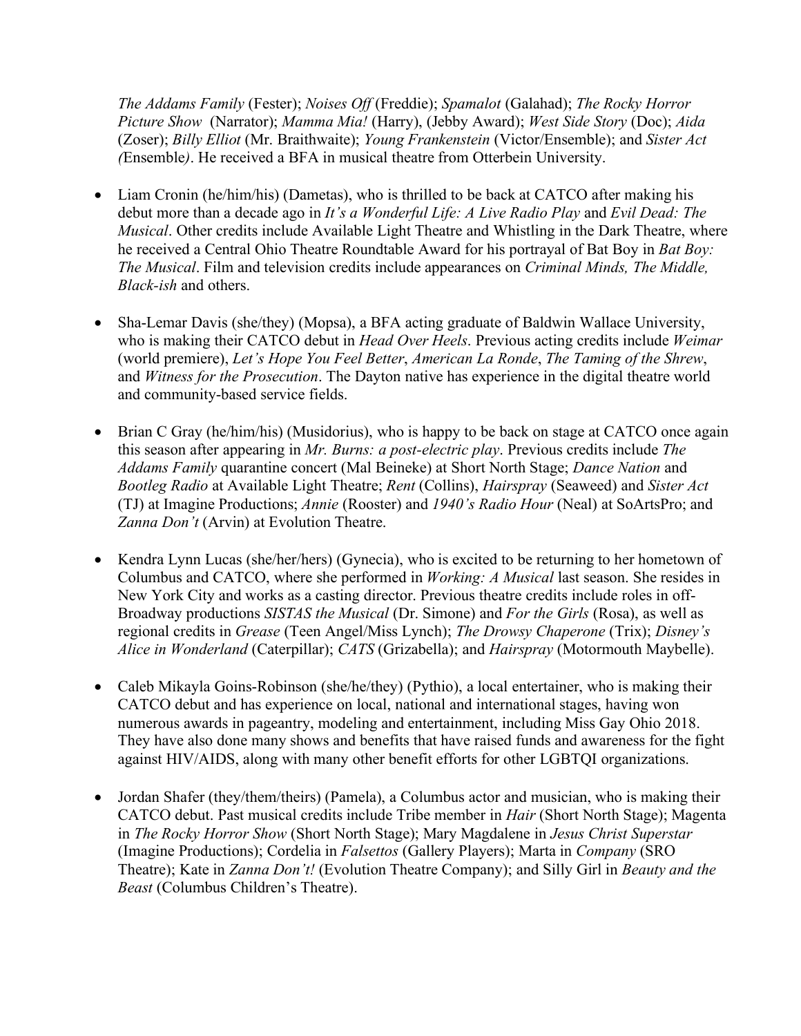*The Addams Family* (Fester); *Noises Off* (Freddie); *Spamalot* (Galahad); *The Rocky Horror Picture Show* (Narrator); *Mamma Mia!* (Harry), (Jebby Award); *West Side Story* (Doc); *Aida* (Zoser); *Billy Elliot* (Mr. Braithwaite); *Young Frankenstein* (Victor/Ensemble); and *Sister Act (*Ensemble*)*. He received a BFA in musical theatre from Otterbein University.

- Liam Cronin (he/him/his) (Dametas), who is thrilled to be back at CATCO after making his debut more than a decade ago in *It's a Wonderful Life: A Live Radio Play* and *Evil Dead: The Musical*. Other credits include Available Light Theatre and Whistling in the Dark Theatre, where he received a Central Ohio Theatre Roundtable Award for his portrayal of Bat Boy in *Bat Boy: The Musical*. Film and television credits include appearances on *Criminal Minds, The Middle, Black-ish* and others.

- Sha-Lemar Davis (she/they) (Mopsa), a BFA acting graduate of Baldwin Wallace University, who is making their CATCO debut in *Head Over Heels*. Previous acting credits include *Weimar* (world premiere), *Let's Hope You Feel Better*, *American La Ronde*, *The Taming of the Shrew*, and *Witness for the Prosecution*. The Dayton native has experience in the digital theatre world and community-based service fields.

- Brian C Gray (he/him/his) (Musidorius), who is happy to be back on stage at CATCO once again this season after appearing in *Mr. Burns: a post-electric play*. Previous credits include *The Addams Family* quarantine concert (Mal Beineke) at Short North Stage; *Dance Nation* and *Bootleg Radio* at Available Light Theatre; *Rent* (Collins), *Hairspray* (Seaweed) and *Sister Act* (TJ) at Imagine Productions; *Annie* (Rooster) and *1940's Radio Hour* (Neal) at SoArtsPro; and *Zanna Don't* (Arvin) at Evolution Theatre.

- Kendra Lynn Lucas (she/her/hers) (Gynecia), who is excited to be returning to her hometown of Columbus and CATCO, where she performed in *Working: A Musical* last season. She resides in New York City and works as a casting director. Previous theatre credits include roles in off-Broadway productions *SISTAS the Musical* (Dr. Simone) and *For the Girls* (Rosa), as well as regional credits in *Grease* (Teen Angel/Miss Lynch); *The Drowsy Chaperone* (Trix); *Disney's Alice in Wonderland* (Caterpillar); *CATS* (Grizabella); and *Hairspray* (Motormouth Maybelle).

- Caleb Mikayla Goins-Robinson (she/he/they) (Pythio), a local entertainer, who is making their CATCO debut and has experience on local, national and international stages, having won numerous awards in pageantry, modeling and entertainment, including Miss Gay Ohio 2018. They have also done many shows and benefits that have raised funds and awareness for the fight against HIV/AIDS, along with many other benefit efforts for other LGBTQI organizations.

- Jordan Shafer (they/them/theirs) (Pamela), a Columbus actor and musician, who is making their CATCO debut. Past musical credits include Tribe member in *Hair* (Short North Stage); Magenta in *The Rocky Horror Show* (Short North Stage); Mary Magdalene in *Jesus Christ Superstar* (Imagine Productions); Cordelia in *Falsettos* (Gallery Players); Marta in *Company* (SRO Theatre); Kate in *Zanna Don't!* (Evolution Theatre Company); and Silly Girl in *Beauty and the Beast* (Columbus Children's Theatre).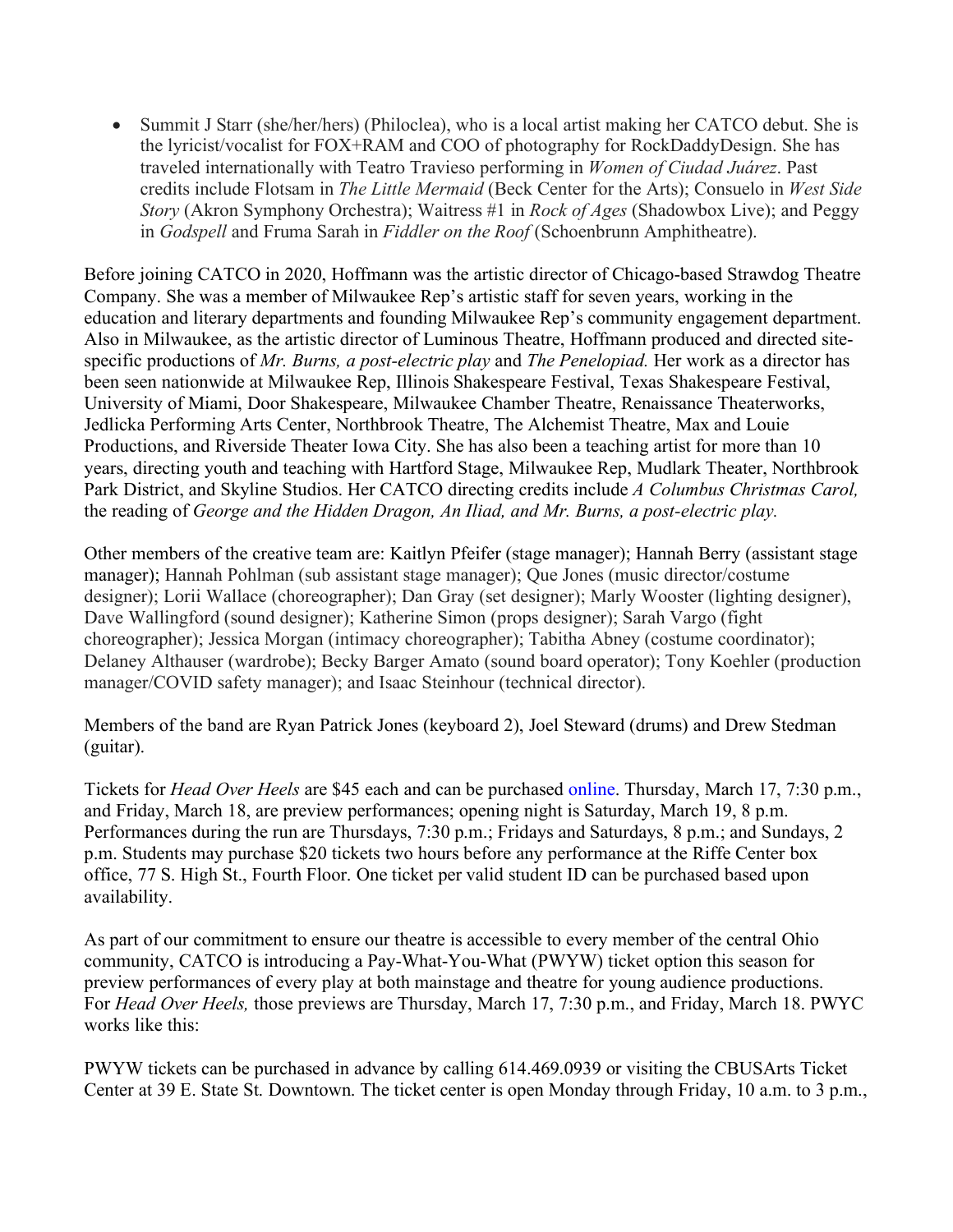- Summit J Starr (she/her/hers) (Philoclea), who is a local artist making her CATCO debut. She is the lyricist/vocalist for FOX+RAM and COO of photography for RockDaddyDesign. She has traveled internationally with Teatro Travieso performing in *Women of Ciudad Juárez*. Past credits include Flotsam in *The Little Mermaid* (Beck Center for the Arts); Consuelo in *West Side Story* (Akron Symphony Orchestra); Waitress #1 in *Rock of Ages* (Shadowbox Live); and Peggy in *Godspell* and Fruma Sarah in *Fiddler on the Roof* (Schoenbrunn Amphitheatre).

Before joining CATCO in 2020, Hoffmann was the artistic director of Chicago-based Strawdog Theatre Company. She was a member of Milwaukee Rep's artistic staff for seven years, working in the education and literary departments and founding Milwaukee Rep's community engagement department. Also in Milwaukee, as the artistic director of Luminous Theatre, Hoffmann produced and directed site-specific productions of *Mr. Burns, a post-electric play* and *The Penelopiad.* Her work as a director has been seen nationwide at Milwaukee Rep, Illinois Shakespeare Festival, Texas Shakespeare Festival, University of Miami, Door Shakespeare, Milwaukee Chamber Theatre, Renaissance Theaterworks, Jedlicka Performing Arts Center, Northbrook Theatre, The Alchemist Theatre, Max and Louie Productions, and Riverside Theater Iowa City. She has also been a teaching artist for more than 10 years, directing youth and teaching with Hartford Stage, Milwaukee Rep, Mudlark Theater, Northbrook Park District, and Skyline Studios. Her CATCO directing credits include *A Columbus Christmas Carol,* the reading of *George and the Hidden Dragon, An Iliad, and Mr. Burns, a post-electric play.*

Other members of the creative team are: Kaitlyn Pfeifer (stage manager); Hannah Berry (assistant stage manager); Hannah Pohlman (sub assistant stage manager); Que Jones (music director/costume designer); Lorii Wallace (choreographer); Dan Gray (set designer); Marly Wooster (lighting designer), Dave Wallingford (sound designer); Katherine Simon (props designer); Sarah Vargo (fight choreographer); Jessica Morgan (intimacy choreographer); Tabitha Abney (costume coordinator); Delaney Althauser (wardrobe); Becky Barger Amato (sound board operator); Tony Koehler (production manager/COVID safety manager); and Isaac Steinhour (technical director).

Members of the band are Ryan Patrick Jones (keyboard 2), Joel Steward (drums) and Drew Stedman (guitar).

Tickets for *Head Over Heels* are $45 each and can be purchased online. Thursday, March 17, 7:30 p.m., and Friday, March 18, are preview performances; opening night is Saturday, March 19, 8 p.m. Performances during the run are Thursdays, 7:30 p.m.; Fridays and Saturdays, 8 p.m.; and Sundays, 2 p.m. Students may purchase $20 tickets two hours before any performance at the Riffe Center box office, 77 S. High St., Fourth Floor. One ticket per valid student ID can be purchased based upon availability.

As part of our commitment to ensure our theatre is accessible to every member of the central Ohio community, CATCO is introducing a Pay-What-You-What (PWYW) ticket option this season for preview performances of every play at both mainstage and theatre for young audience productions. For *Head Over Heels,* those previews are Thursday, March 17, 7:30 p.m., and Friday, March 18. PWYC works like this:

PWYW tickets can be purchased in advance by calling 614.469.0939 or visiting the CBUSArts Ticket Center at 39 E. State St. Downtown. The ticket center is open Monday through Friday, 10 a.m. to 3 p.m.,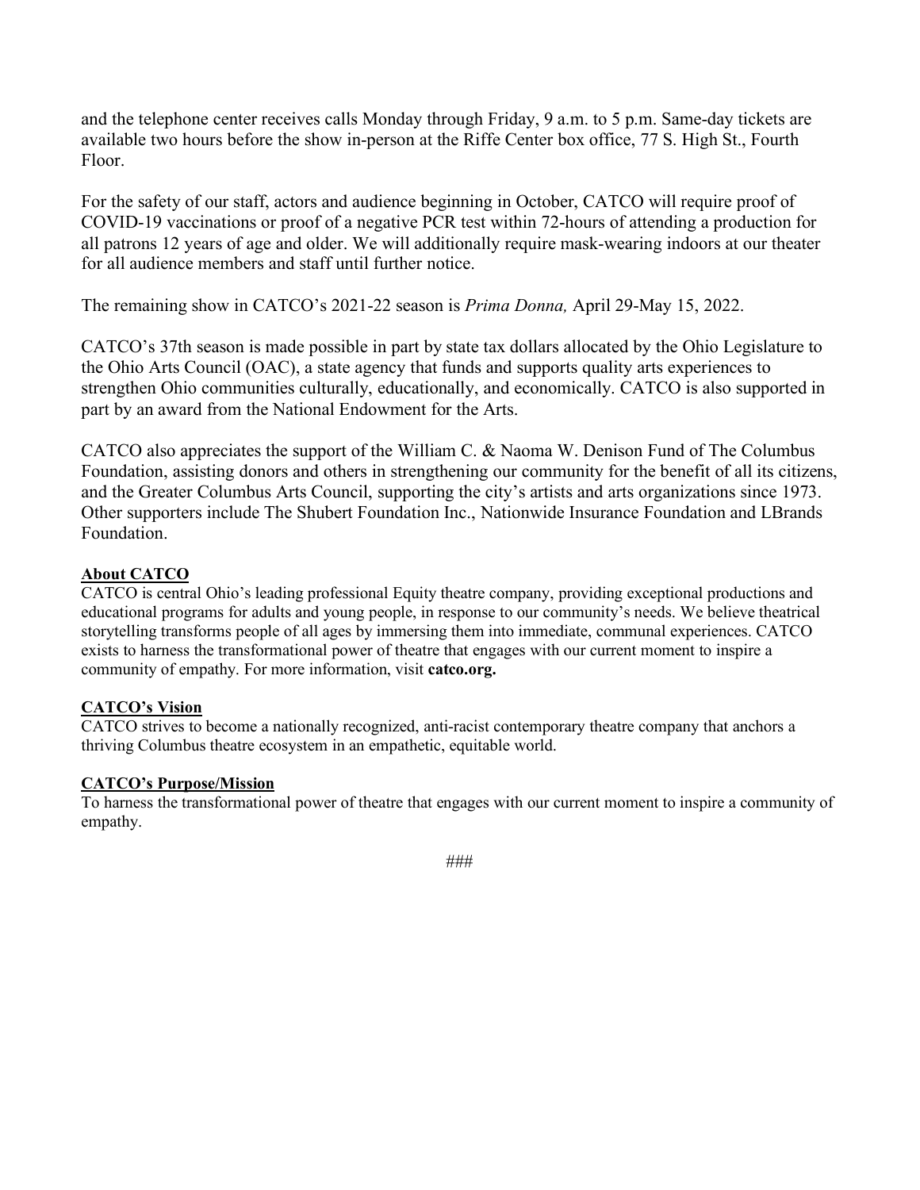and the telephone center receives calls Monday through Friday, 9 a.m. to 5 p.m. Same-day tickets are available two hours before the show in-person at the Riffe Center box office, 77 S. High St., Fourth Floor.

For the safety of our staff, actors and audience beginning in October, CATCO will require proof of COVID-19 vaccinations or proof of a negative PCR test within 72-hours of attending a production for all patrons 12 years of age and older. We will additionally require mask-wearing indoors at our theater for all audience members and staff until further notice.

The remaining show in CATCO's 2021-22 season is *Prima Donna,* April 29-May 15, 2022.

CATCO's 37th season is made possible in part by state tax dollars allocated by the Ohio Legislature to the Ohio Arts Council (OAC), a state agency that funds and supports quality arts experiences to strengthen Ohio communities culturally, educationally, and economically. CATCO is also supported in part by an award from the National Endowment for the Arts.

CATCO also appreciates the support of the William C. & Naoma W. Denison Fund of The Columbus Foundation, assisting donors and others in strengthening our community for the benefit of all its citizens, and the Greater Columbus Arts Council, supporting the city's artists and arts organizations since 1973. Other supporters include The Shubert Foundation Inc., Nationwide Insurance Foundation and LBrands Foundation.

**About CATCO**

CATCO is central Ohio's leading professional Equity theatre company, providing exceptional productions and educational programs for adults and young people, in response to our community's needs. We believe theatrical storytelling transforms people of all ages by immersing them into immediate, communal experiences. CATCO exists to harness the transformational power of theatre that engages with our current moment to inspire a community of empathy. For more information, visit **catco.org.**

**CATCO's Vision**

CATCO strives to become a nationally recognized, anti-racist contemporary theatre company that anchors a thriving Columbus theatre ecosystem in an empathetic, equitable world.

**CATCO's Purpose/Mission**

To harness the transformational power of theatre that engages with our current moment to inspire a community of empathy.

###